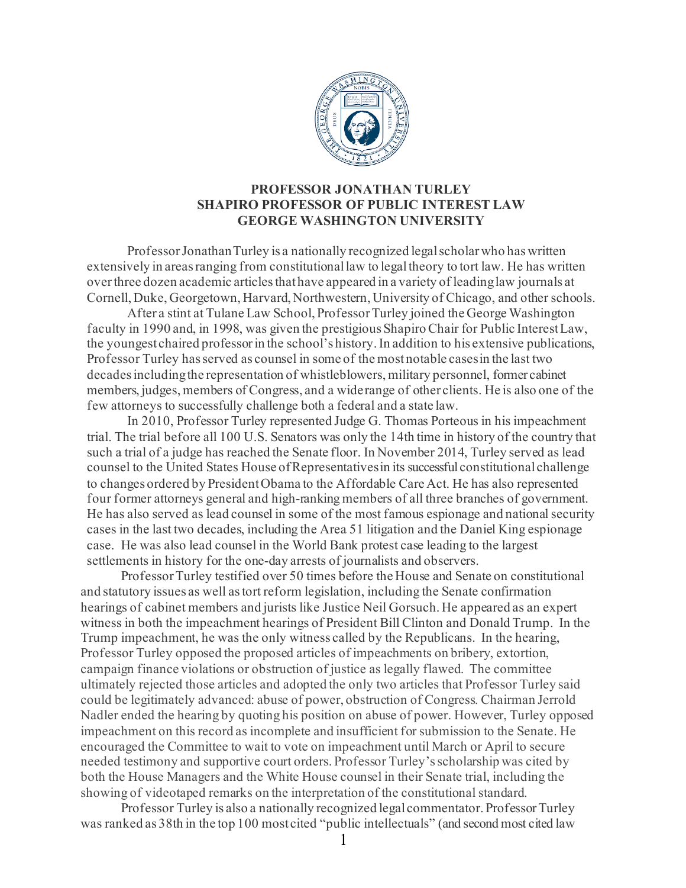**PROFESSOR JONATHAN TURLEY**
**SHAPIRO PROFESSOR OF PUBLIC INTEREST LAW**
**GEORGE WASHINGTON UNIVERSITY**

Professor Jonathan Turley is a nationally recognized legal scholar who has written extensively in areas ranging from constitutional law to legal theory to tort law. He has written over three dozen academic articles that have appeared in a variety of leading law journals at Cornell, Duke, Georgetown, Harvard, Northwestern, University of Chicago, and other schools.

After a stint at Tulane Law School, Professor Turley joined the George Washington faculty in 1990 and, in 1998, was given the prestigious Shapiro Chair for Public Interest Law, the youngest chaired professor in the school's history. In addition to his extensive publications, Professor Turley has served as counsel in some of the most notable cases in the last two decades including the representation of whistleblowers, military personnel, former cabinet members, judges, members of Congress, and a wide range of other clients. He is also one of the few attorneys to successfully challenge both a federal and a state law.

In 2010, Professor Turley represented Judge G. Thomas Porteous in his impeachment trial. The trial before all 100 U.S. Senators was only the 14th time in history of the country that such a trial of a judge has reached the Senate floor. In November 2014, Turley served as lead counsel to the United States House of Representatives in its successful constitutional challenge to changes ordered by President Obama to the Affordable Care Act. He has also represented four former attorneys general and high-ranking members of all three branches of government. He has also served as lead counsel in some of the most famous espionage and national security cases in the last two decades, including the Area 51 litigation and the Daniel King espionage case. He was also lead counsel in the World Bank protest case leading to the largest settlements in history for the one-day arrests of journalists and observers.

Professor Turley testified over 50 times before the House and Senate on constitutional and statutory issues as well as tort reform legislation, including the Senate confirmation hearings of cabinet members and jurists like Justice Neil Gorsuch. He appeared as an expert witness in both the impeachment hearings of President Bill Clinton and Donald Trump. In the Trump impeachment, he was the only witness called by the Republicans. In the hearing, Professor Turley opposed the proposed articles of impeachments on bribery, extortion, campaign finance violations or obstruction of justice as legally flawed. The committee ultimately rejected those articles and adopted the only two articles that Professor Turley said could be legitimately advanced: abuse of power, obstruction of Congress. Chairman Jerrold Nadler ended the hearing by quoting his position on abuse of power. However, Turley opposed impeachment on this record as incomplete and insufficient for submission to the Senate. He encouraged the Committee to wait to vote on impeachment until March or April to secure needed testimony and supportive court orders. Professor Turley's scholarship was cited by both the House Managers and the White House counsel in their Senate trial, including the showing of videotaped remarks on the interpretation of the constitutional standard.

Professor Turley is also a nationally recognized legal commentator. Professor Turley was ranked as 38th in the top 100 most cited "public intellectuals" (and second most cited law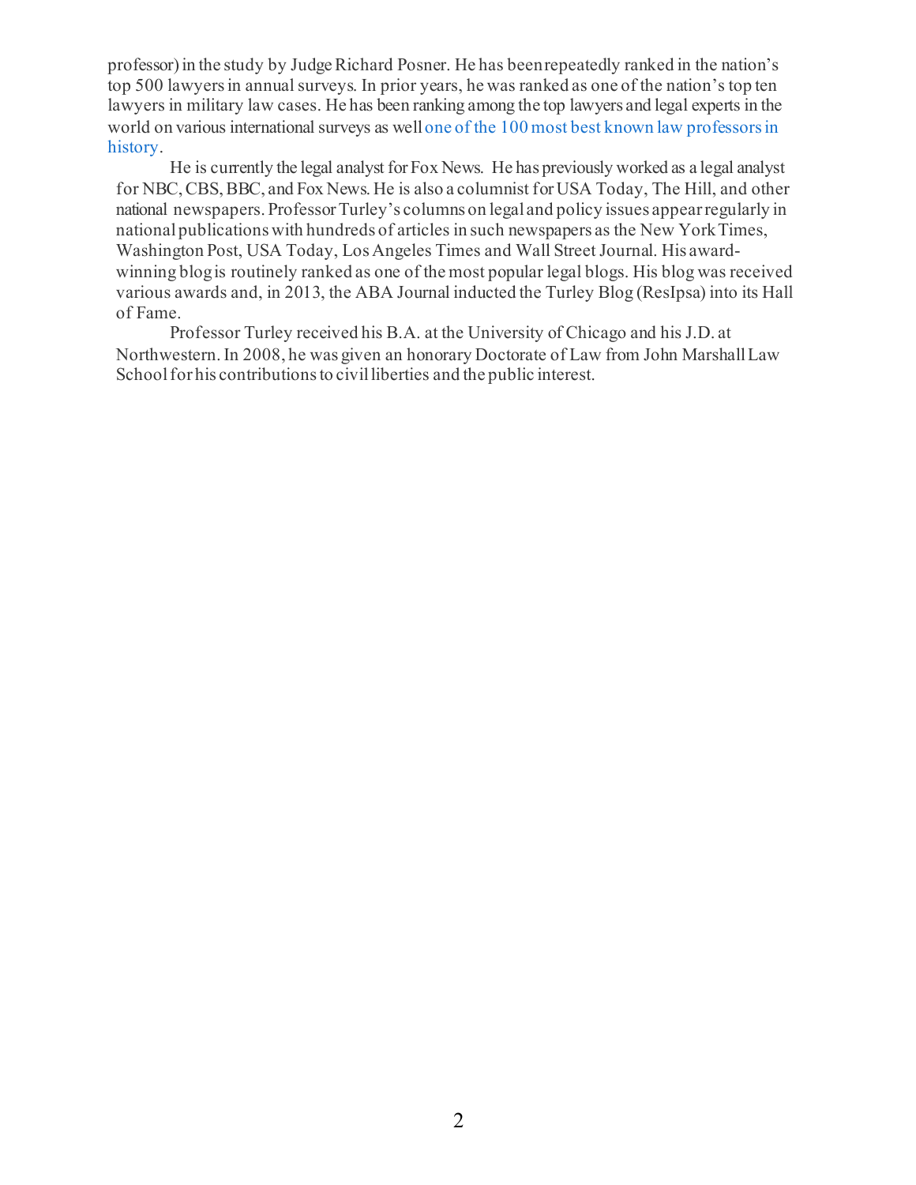professor) in the study by Judge Richard Posner. He has been repeatedly ranked in the nation's top 500 lawyers in annual surveys. In prior years, he was ranked as one of the nation's top ten lawyers in military law cases. He has been ranking among the top lawyers and legal experts in the world on various international surveys as well one of the 100 most best known law professors in history.

He is currently the legal analyst for Fox News. He has previously worked as a legal analyst for NBC, CBS, BBC, and Fox News. He is also a columnist for USA Today, The Hill, and other national newspapers. Professor Turley's columns on legal and policy issues appear regularly in national publications with hundreds of articles in such newspapers as the New York Times, Washington Post, USA Today, Los Angeles Times and Wall Street Journal. His award-winning blog is routinely ranked as one of the most popular legal blogs. His blog was received various awards and, in 2013, the ABA Journal inducted the Turley Blog (ResIpsa) into its Hall of Fame.

Professor Turley received his B.A. at the University of Chicago and his J.D. at Northwestern. In 2008, he was given an honorary Doctorate of Law from John Marshall Law School for his contributions to civil liberties and the public interest.